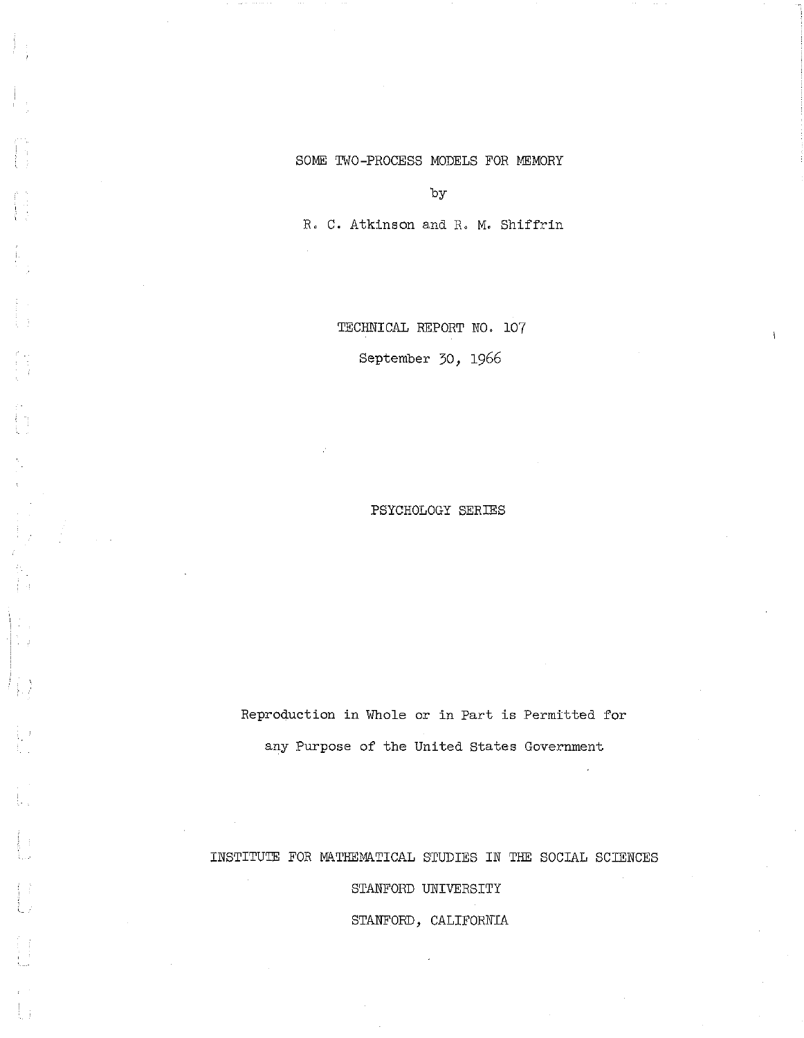# SOME TWO-PROCESS MODELS FOR MEMORY

by

R. C. Atkinson and R. M. Shiffrin

TECHNICAL REPORT NO. 107

September 30, 1966

PSYCHOLOGY SERIES

Reproduction in Whole or in Part is Permitted for any Purpose of the United States Government

INSTITUTE FOR MATHEMATICAL STUDIES IN THE SOCIAL SCIENCES

STANFORD UNIVERSITY

STANFORD, CALIFORNIA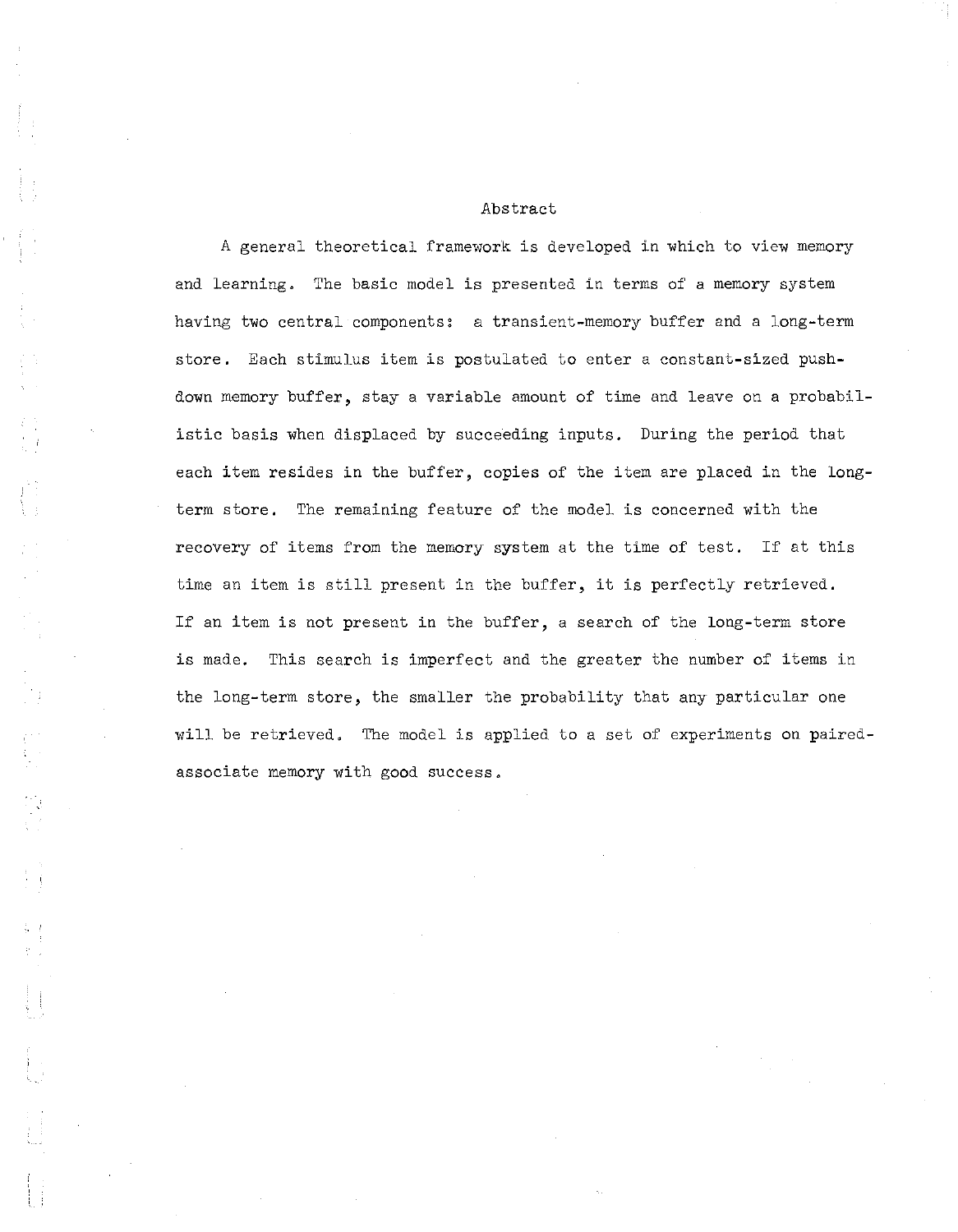## Abstract

A general theoretical framework is developed in which to view memory and learning. The basic model is presented in terms of a memory system having two central components: a transient-memory buffer and a long-term store. Each stimulus item is postulated to enter a constant-sized push-down memory buffer, stay a variable amount of time and leave on a probabilistic basis when displaced by succeeding inputs. During the period that each item resides in the buffer, copies of the item are placed in the long-term store. The remaining feature of the model is concerned with the recovery of items from the memory system at the time of test. If at this time an item is still present in the buffer, it is perfectly retrieved. If an item is not present in the buffer, a search of the long-term store is made. This search is imperfect and the greater the number of items in the long-term store, the smaller the probability that any particular one will be retrieved. The model is applied to a set of experiments on paired-associate memory with good success.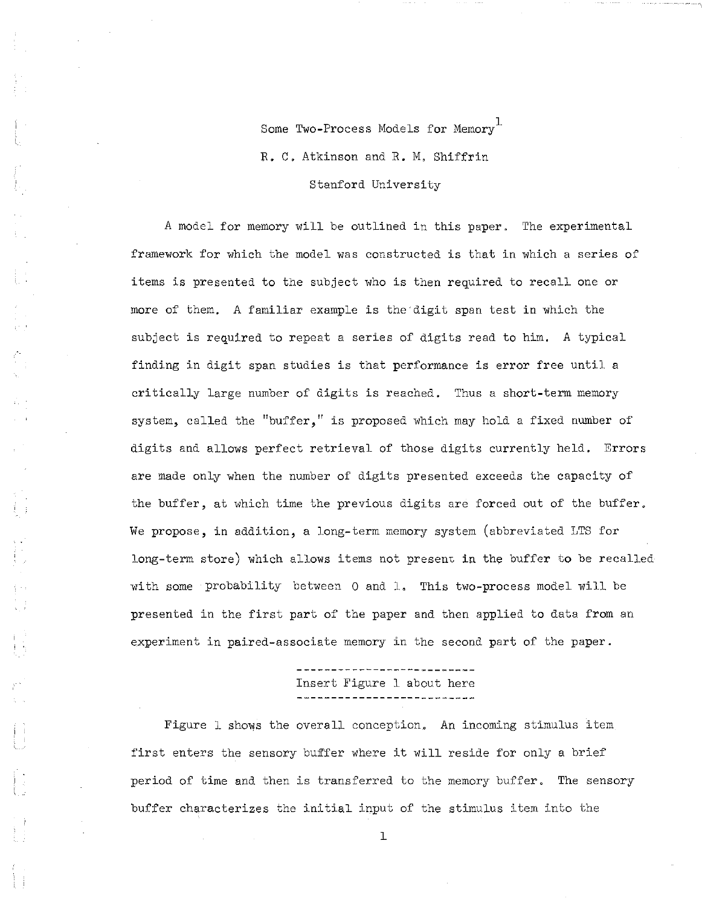# Some Two-Process Models for Memory[1]

R. C. Atkinson and R. M. Shiffrin

Stanford University

A model for memory will be outlined in this paper. The experimental framework for which the model was constructed is that in which a series of items is presented to the subject who is then required to recall one or more of them. A familiar example is the digit span test in which the subject is required to repeat a series of digits read to him. A typical finding in digit span studies is that performance is error free until a critically large number of digits is reached. Thus a short-term memory system, called the "buffer," is proposed which may hold a fixed number of digits and allows perfect retrieval of those digits currently held. Errors are made only when the number of digits presented exceeds the capacity of the buffer, at which time the previous digits are forced out of the buffer. We propose, in addition, a long-term memory system (abbreviated LTS for long-term store) which allows items not present in the buffer to be recalled with some probability between 0 and 1. This two-process model will be presented in the first part of the paper and then applied to data from an experiment in paired-associate memory in the second part of the paper.

---------------------------
Insert Figure 1 about here
---------------------------

Figure 1 shows the overall conception. An incoming stimulus item first enters the sensory buffer where it will reside for only a brief period of time and then is transferred to the memory buffer. The sensory buffer characterizes the initial input of the stimulus item into the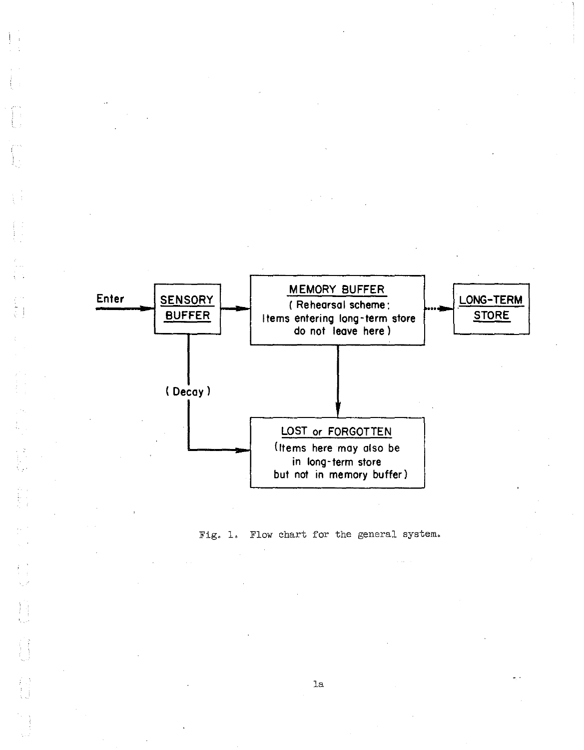Enter → SENSORY BUFFER → MEMORY BUFFER (Rehearsal scheme: Items entering long-term store do not leave here) ····→ LONG-TERM STORE

SENSORY BUFFER → (Decay) → LOST or FORGOTTEN (Items here may also be in long-term store but not in memory buffer)

MEMORY BUFFER → LOST or FORGOTTEN

Fig. 1. Flow chart for the general system.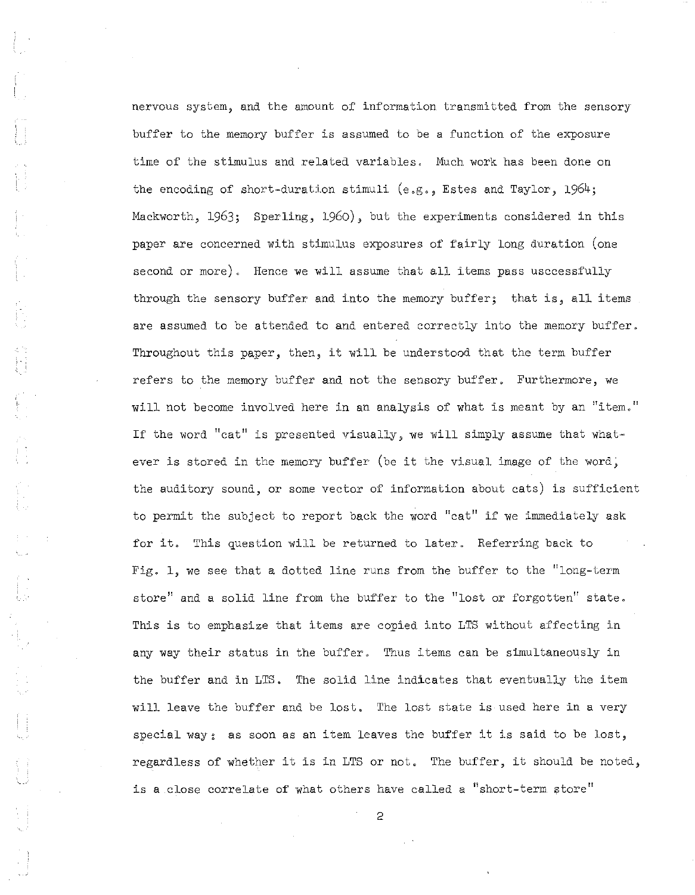nervous system, and the amount of information transmitted from the sensory buffer to the memory buffer is assumed to be a function of the exposure time of the stimulus and related variables. Much work has been done on the encoding of short-duration stimuli (e.g., Estes and Taylor, 1964; Mackworth, 1963; Sperling, 1960), but the experiments considered in this paper are concerned with stimulus exposures of fairly long duration (one second or more). Hence we will assume that all items pass usccessfully through the sensory buffer and into the memory buffer; that is, all items are assumed to be attended to and entered correctly into the memory buffer. Throughout this paper, then, it will be understood that the term buffer refers to the memory buffer and not the sensory buffer. Furthermore, we will not become involved here in an analysis of what is meant by an "item." If the word "cat" is presented visually, we will simply assume that whatever is stored in the memory buffer (be it the visual image of the word, the auditory sound, or some vector of information about cats) is sufficient to permit the subject to report back the word "cat" if we immediately ask for it. This question will be returned to later. Referring back to Fig. 1, we see that a dotted line runs from the buffer to the "long-term store" and a solid line from the buffer to the "lost or forgotten" state. This is to emphasize that items are copied into LTS without affecting in any way their status in the buffer. Thus items can be simultaneously in the buffer and in LTS. The solid line indicates that eventually the item will leave the buffer and be lost. The lost state is used here in a very special way: as soon as an item leaves the buffer it is said to be lost, regardless of whether it is in LTS or not. The buffer, it should be noted, is a close correlate of what others have called a "short-term store"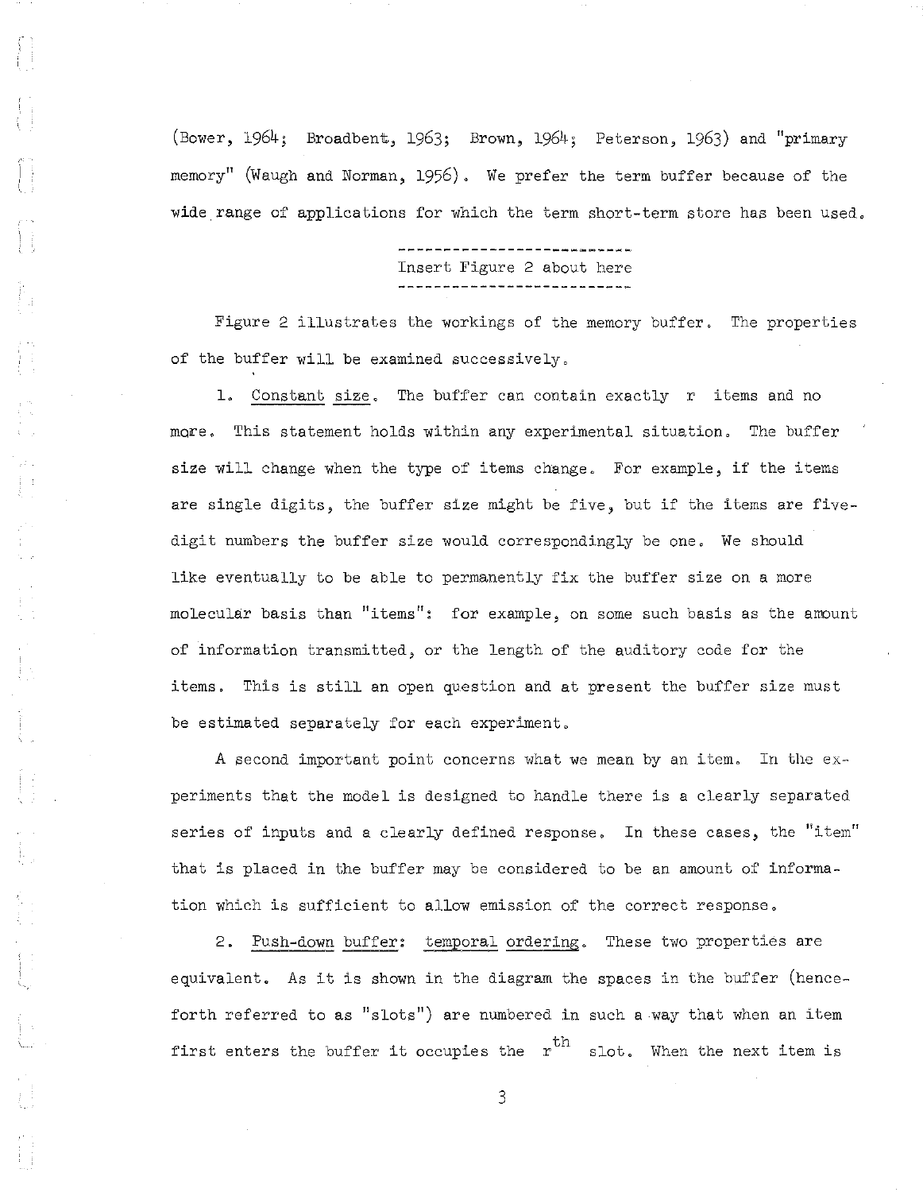(Bower, 1964; Broadbent, 1963; Brown, 1964; Peterson, 1963) and "primary memory" (Waugh and Norman, 1956). We prefer the term buffer because of the wide range of applications for which the term short-term store has been used.

---

Insert Figure 2 about here

---

Figure 2 illustrates the workings of the memory buffer. The properties of the buffer will be examined successively.

1. Constant size. The buffer can contain exactly $r$ items and no more. This statement holds within any experimental situation. The buffer size will change when the type of items change. For example, if the items are single digits, the buffer size might be five, but if the items are five-digit numbers the buffer size would correspondingly be one. We should like eventually to be able to permanently fix the buffer size on a more molecular basis than "items": for example, on some such basis as the amount of information transmitted, or the length of the auditory code for the items. This is still an open question and at present the buffer size must be estimated separately for each experiment.

A second important point concerns what we mean by an item. In the experiments that the model is designed to handle there is a clearly separated series of inputs and a clearly defined response. In these cases, the "item" that is placed in the buffer may be considered to be an amount of information which is sufficient to allow emission of the correct response.

2. Push-down buffer: temporal ordering. These two properties are equivalent. As it is shown in the diagram the spaces in the buffer (henceforth referred to as "slots") are numbered in such a way that when an item first enters the buffer it occupies the $r^{th}$ slot. When the next item is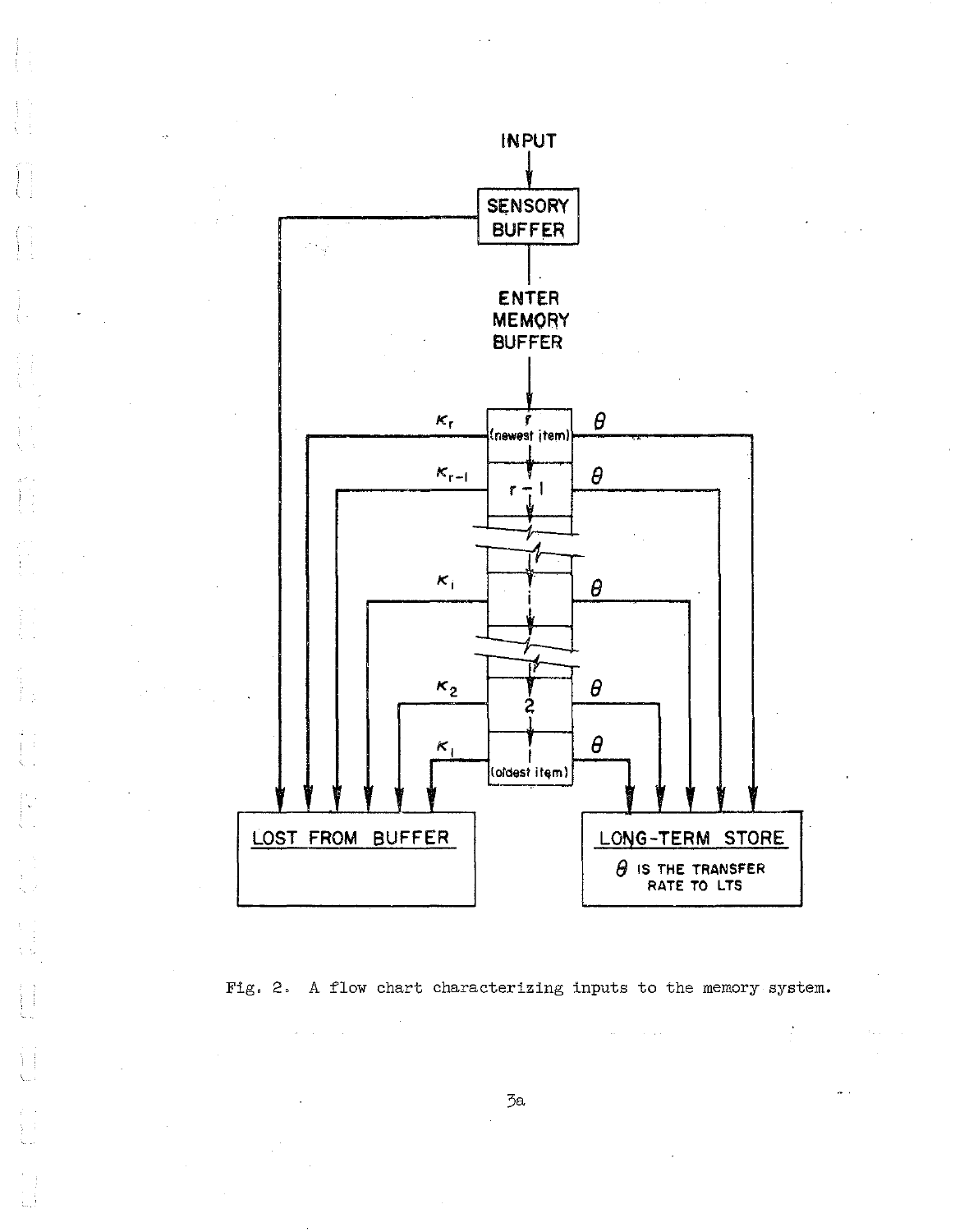INPUT

SENSORY BUFFER

ENTER MEMORY BUFFER

$r$ (newest item)

$r-1$

$i$

2

1 (oldest item)

$\kappa_r$, $\kappa_{r-1}$, $\kappa_i$, $\kappa_2$, $\kappa_1$

$\theta$

LOST FROM BUFFER

LONG-TERM STORE

$\theta$ IS THE TRANSFER RATE TO LTS

Fig. 2. A flow chart characterizing inputs to the memory system.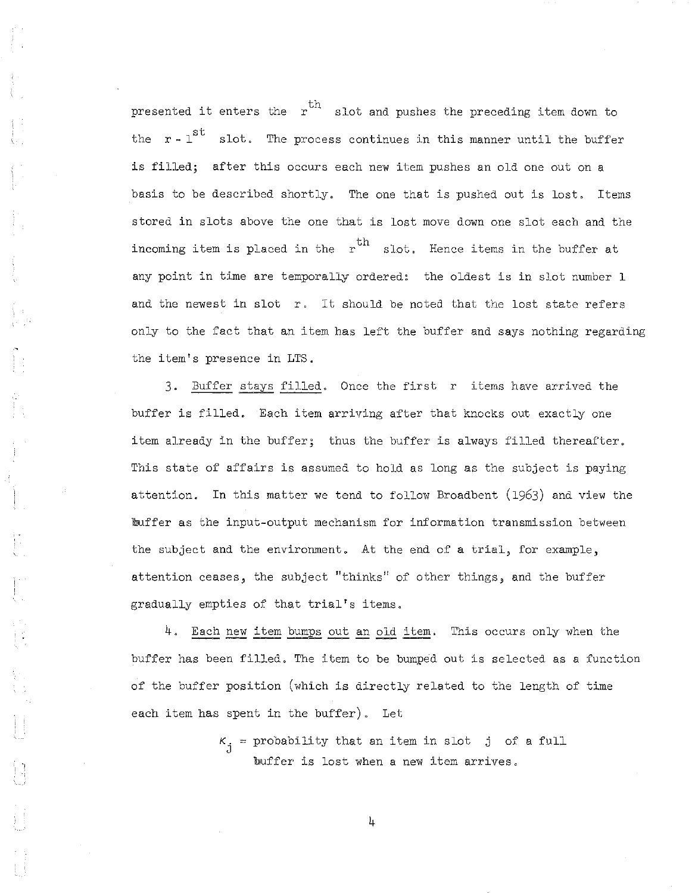presented it enters the $r^{th}$ slot and pushes the preceding item down to the $r - 1^{st}$ slot. The process continues in this manner until the buffer is filled; after this occurs each new item pushes an old one out on a basis to be described shortly. The one that is pushed out is lost. Items stored in slots above the one that is lost move down one slot each and the incoming item is placed in the $r^{th}$ slot. Hence items in the buffer at any point in time are temporally ordered: the oldest is in slot number 1 and the newest in slot $r$. It should be noted that the lost state refers only to the fact that an item has left the buffer and says nothing regarding the item's presence in LTS.

3. Buffer stays filled. Once the first $r$ items have arrived the buffer is filled. Each item arriving after that knocks out exactly one item already in the buffer; thus the buffer is always filled thereafter. This state of affairs is assumed to hold as long as the subject is paying attention. In this matter we tend to follow Broadbent (1963) and view the buffer as the input-output mechanism for information transmission between the subject and the environment. At the end of a trial, for example, attention ceases, the subject "thinks" of other things, and the buffer gradually empties of that trial's items.

4. Each new item bumps out an old item. This occurs only when the buffer has been filled. The item to be bumped out is selected as a function of the buffer position (which is directly related to the length of time each item has spent in the buffer). Let

$\kappa_j$ = probability that an item in slot $j$ of a full buffer is lost when a new item arrives.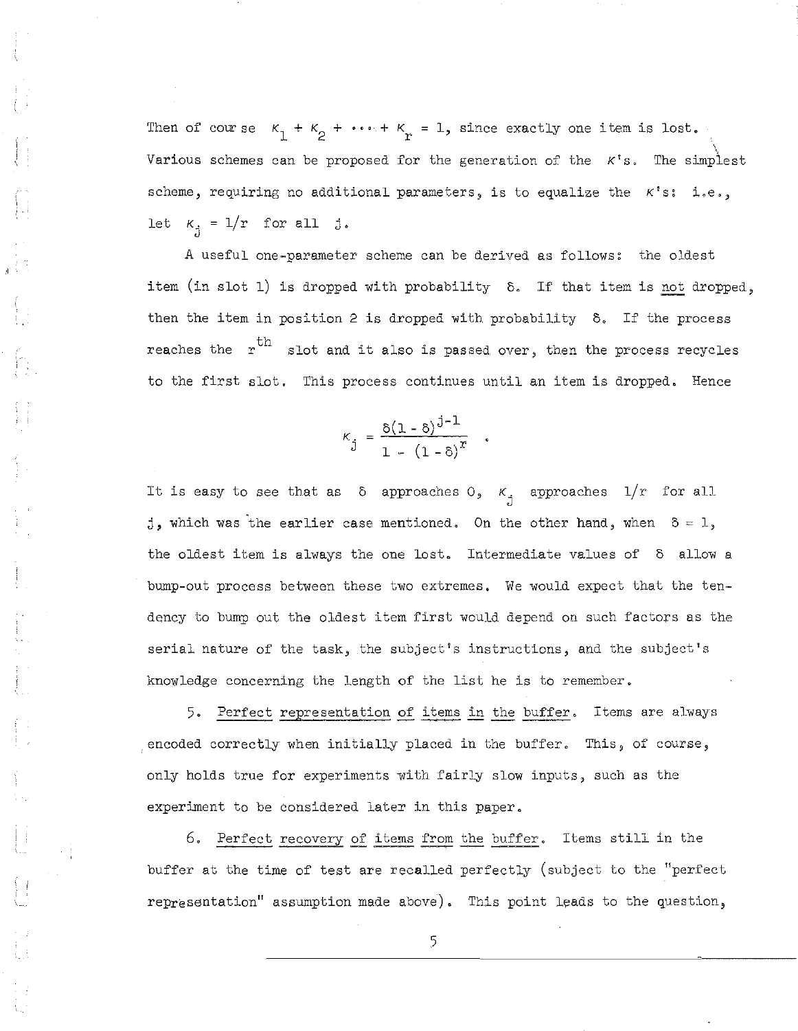Then of course $\kappa_1 + \kappa_2 + \cdots + \kappa_r = 1$, since exactly one item is lost. Various schemes can be proposed for the generation of the $\kappa$'s. The simplest scheme, requiring no additional parameters, is to equalize the $\kappa$'s: i.e., let $\kappa_j = 1/r$ for all $j$.

A useful one-parameter scheme can be derived as follows: the oldest item (in slot 1) is dropped with probability $\delta$. If that item is <u>not</u> dropped, then the item in position 2 is dropped with probability $\delta$. If the process reaches the $r^{th}$ slot and it also is passed over, then the process recycles to the first slot. This process continues until an item is dropped. Hence

$$\kappa_j = \frac{\delta(1-\delta)^{j-1}}{1-(1-\delta)^r} \quad .$$

It is easy to see that as $\delta$ approaches 0, $\kappa_j$ approaches $1/r$ for all $j$, which was the earlier case mentioned. On the other hand, when $\delta = 1$, the oldest item is always the one lost. Intermediate values of $\delta$ allow a bump-out process between these two extremes. We would expect that the tendency to bump out the oldest item first would depend on such factors as the serial nature of the task, the subject's instructions, and the subject's knowledge concerning the length of the list he is to remember.

5. <u>Perfect representation of items in the buffer</u>. Items are always encoded correctly when initially placed in the buffer. This, of course, only holds true for experiments with fairly slow inputs, such as the experiment to be considered later in this paper.

6. <u>Perfect recovery of items from the buffer</u>. Items still in the buffer at the time of test are recalled perfectly (subject to the "perfect representation" assumption made above). This point leads to the question,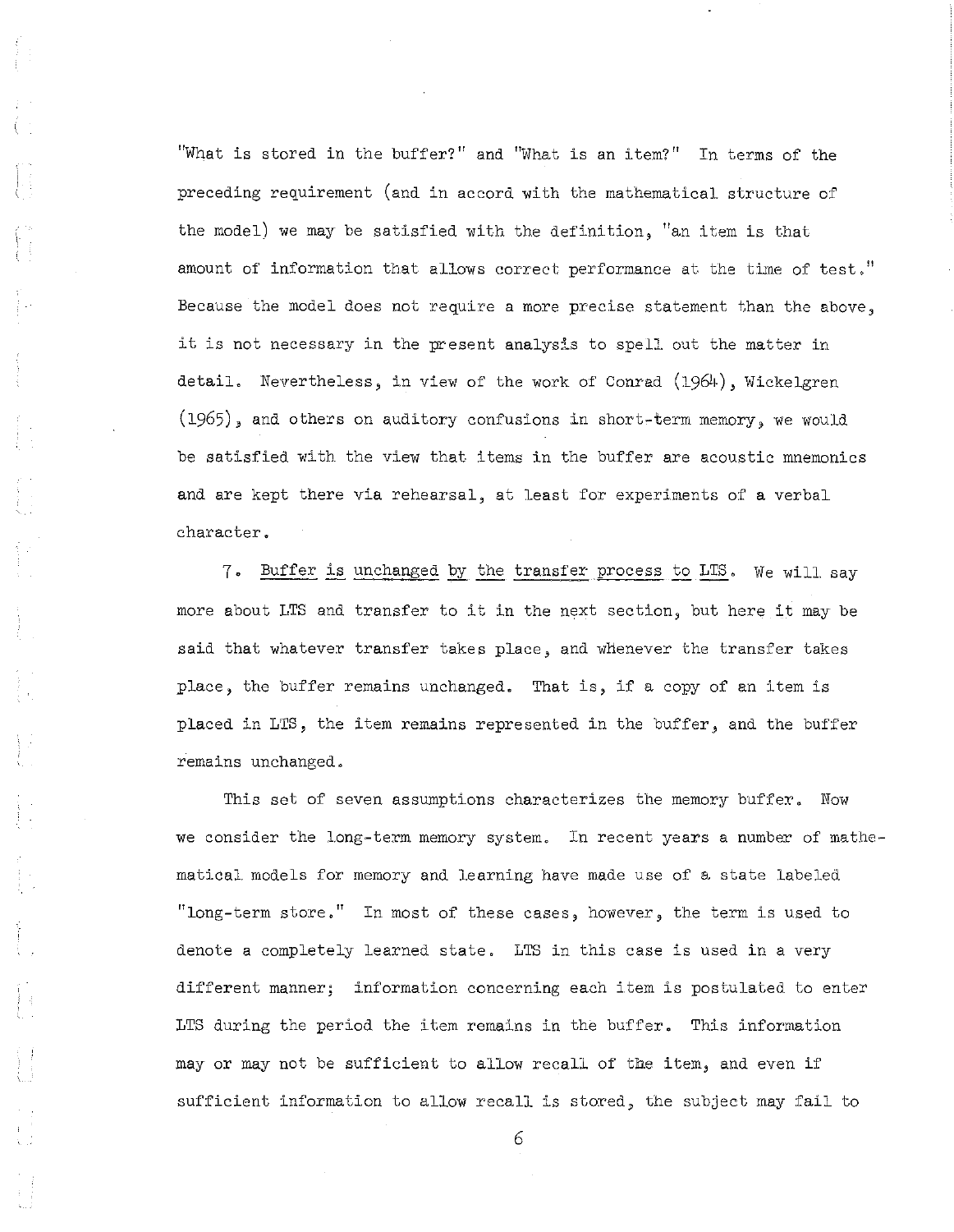"What is stored in the buffer?" and "What is an item?" In terms of the preceding requirement (and in accord with the mathematical structure of the model) we may be satisfied with the definition, "an item is that amount of information that allows correct performance at the time of test." Because the model does not require a more precise statement than the above, it is not necessary in the present analysis to spell out the matter in detail. Nevertheless, in view of the work of Conrad (1964), Wickelgren (1965), and others on auditory confusions in short-term memory, we would be satisfied with the view that items in the buffer are acoustic mnemonics and are kept there via rehearsal, at least for experiments of a verbal character.

7. Buffer is unchanged by the transfer process to LTS. We will say more about LTS and transfer to it in the next section, but here it may be said that whatever transfer takes place, and whenever the transfer takes place, the buffer remains unchanged. That is, if a copy of an item is placed in LTS, the item remains represented in the buffer, and the buffer remains unchanged.

This set of seven assumptions characterizes the memory buffer. Now we consider the long-term memory system. In recent years a number of mathematical models for memory and learning have made use of a state labeled "long-term store." In most of these cases, however, the term is used to denote a completely learned state. LTS in this case is used in a very different manner; information concerning each item is postulated to enter LTS during the period the item remains in the buffer. This information may or may not be sufficient to allow recall of the item, and even if sufficient information to allow recall is stored, the subject may fail to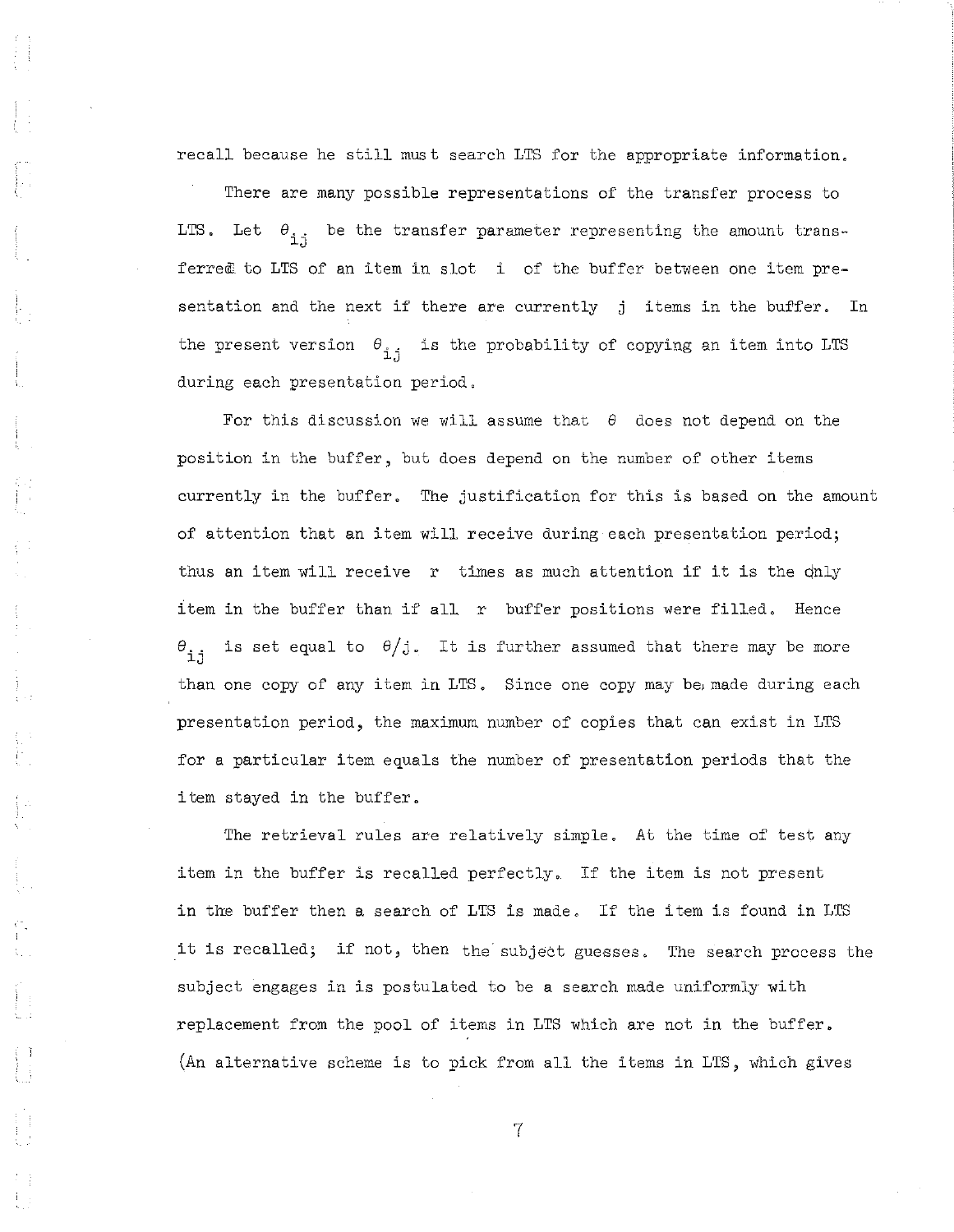recall because he still must search LTS for the appropriate information.

There are many possible representations of the transfer process to LTS. Let $\theta_{ij}$ be the transfer parameter representing the amount transferred to LTS of an item in slot $i$ of the buffer between one item presentation and the next if there are currently $j$ items in the buffer. In the present version $\theta_{ij}$ is the probability of copying an item into LTS during each presentation period.

For this discussion we will assume that $\theta$ does not depend on the position in the buffer, but does depend on the number of other items currently in the buffer. The justification for this is based on the amount of attention that an item will receive during each presentation period; thus an item will receive $r$ times as much attention if it is the only item in the buffer than if all $r$ buffer positions were filled. Hence $\theta_{ij}$ is set equal to $\theta/j$. It is further assumed that there may be more than one copy of any item in LTS. Since one copy may be made during each presentation period, the maximum number of copies that can exist in LTS for a particular item equals the number of presentation periods that the item stayed in the buffer.

The retrieval rules are relatively simple. At the time of test any item in the buffer is recalled perfectly. If the item is not present in the buffer then a search of LTS is made. If the item is found in LTS it is recalled; if not, then the subject guesses. The search process the subject engages in is postulated to be a search made uniformly with replacement from the pool of items in LTS which are not in the buffer. (An alternative scheme is to pick from all the items in LTS, which gives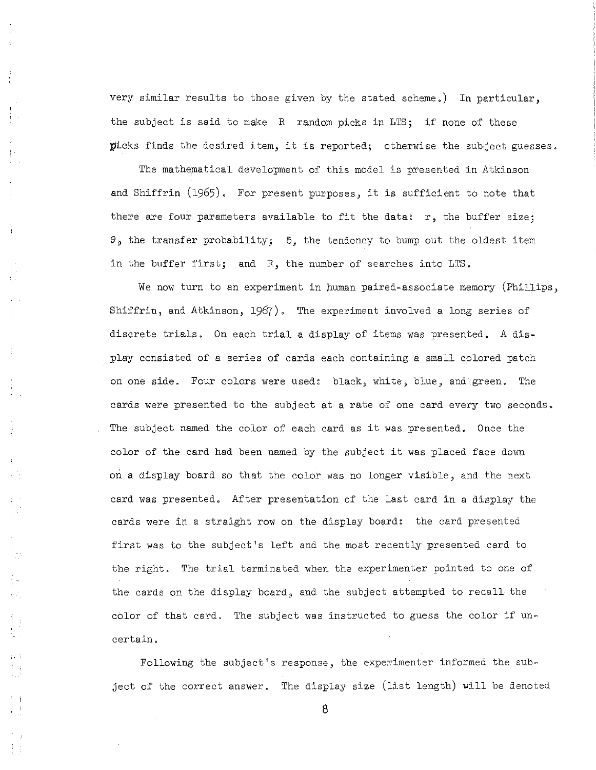very similar results to those given by the stated scheme.) In particular, the subject is said to make $R$ random picks in LTS; if none of these picks finds the desired item, it is reported; otherwise the subject guesses.

The mathematical development of this model is presented in Atkinson and Shiffrin (1965). For present purposes, it is sufficient to note that there are four parameters available to fit the data: $r$, the buffer size; $\theta$, the transfer probability; $\delta$, the tendency to bump out the oldest item in the buffer first; and $R$, the number of searches into LTS.

We now turn to an experiment in human paired-associate memory (Phillips, Shiffrin, and Atkinson, 1967). The experiment involved a long series of discrete trials. On each trial a display of items was presented. A display consisted of a series of cards each containing a small colored patch on one side. Four colors were used: black, white, blue, and green. The cards were presented to the subject at a rate of one card every two seconds. The subject named the color of each card as it was presented. Once the color of the card had been named by the subject it was placed face down on a display board so that the color was no longer visible, and the next card was presented. After presentation of the last card in a display the cards were in a straight row on the display board: the card presented first was to the subject's left and the most recently presented card to the right. The trial terminated when the experimenter pointed to one of the cards on the display board, and the subject attempted to recall the color of that card. The subject was instructed to guess the color if uncertain.

Following the subject's response, the experimenter informed the subject of the correct answer. The display size (list length) will be denoted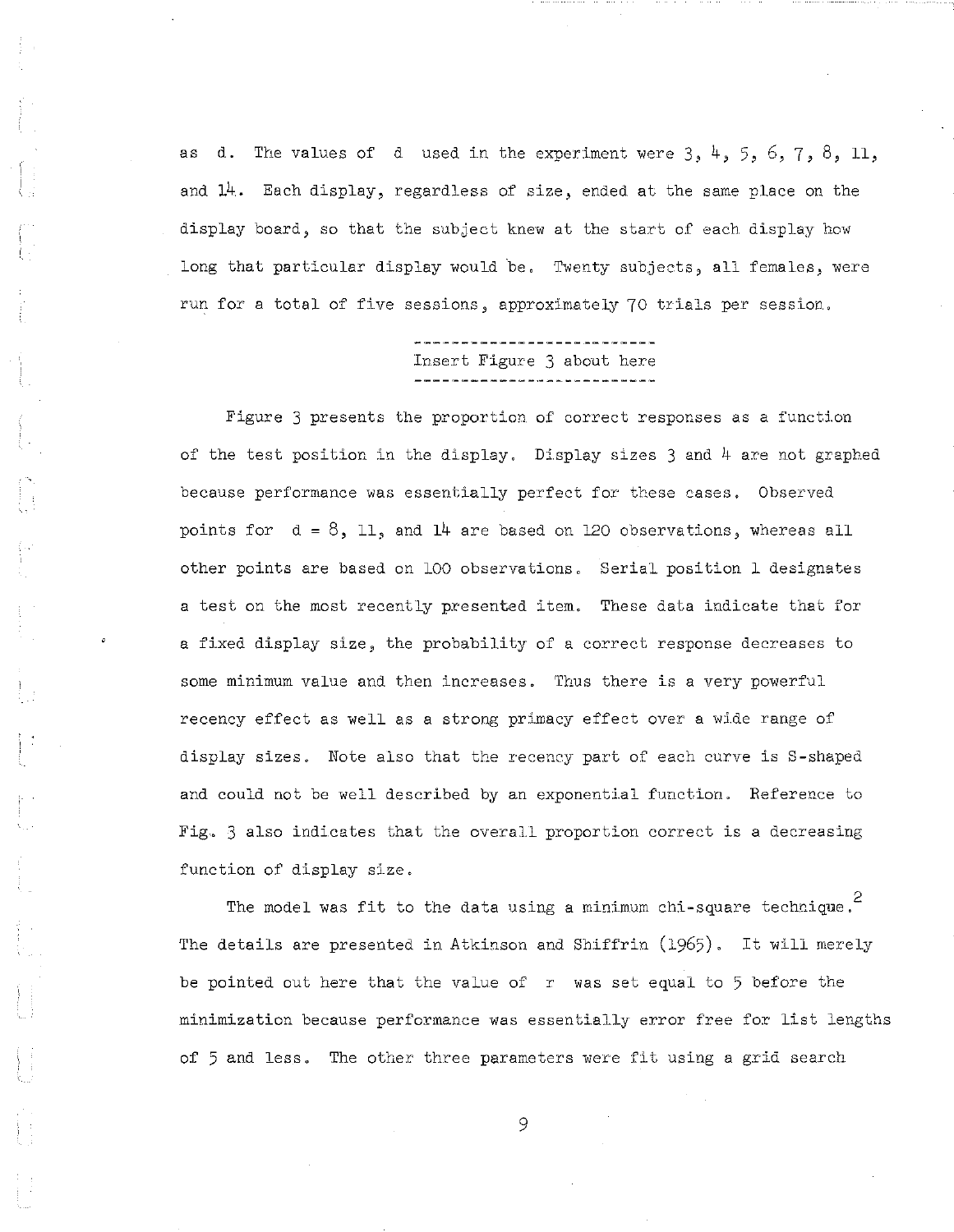as $d$. The values of $d$ used in the experiment were 3, 4, 5, 6, 7, 8, 11, and 14. Each display, regardless of size, ended at the same place on the display board, so that the subject knew at the start of each display how long that particular display would be. Twenty subjects, all females, were run for a total of five sessions, approximately 70 trials per session.

---

Insert Figure 3 about here

---

Figure 3 presents the proportion of correct responses as a function of the test position in the display. Display sizes 3 and 4 are not graphed because performance was essentially perfect for these cases. Observed points for $d = 8$, 11, and 14 are based on 120 observations, whereas all other points are based on 100 observations. Serial position 1 designates a test on the most recently presented item. These data indicate that for a fixed display size, the probability of a correct response decreases to some minimum value and then increases. Thus there is a very powerful recency effect as well as a strong primacy effect over a wide range of display sizes. Note also that the recency part of each curve is S-shaped and could not be well described by an exponential function. Reference to Fig. 3 also indicates that the overall proportion correct is a decreasing function of display size.

The model was fit to the data using a minimum chi-square technique.[2] The details are presented in Atkinson and Shiffrin (1965). It will merely be pointed out here that the value of $r$ was set equal to 5 before the minimization because performance was essentially error free for list lengths of 5 and less. The other three parameters were fit using a grid search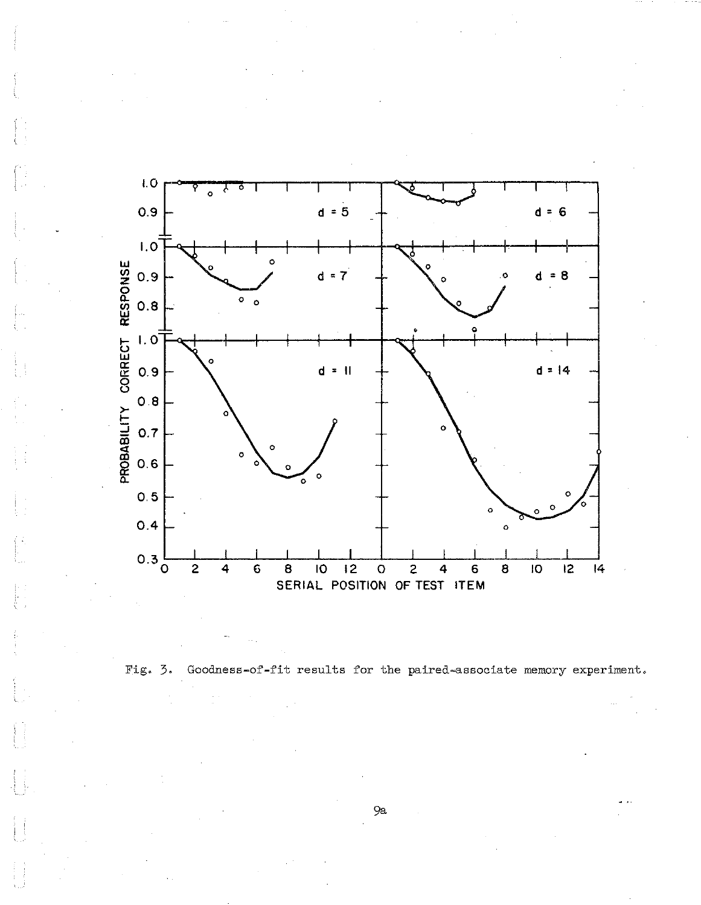Fig. 3. Goodness-of-fit results for the paired-associate memory experiment.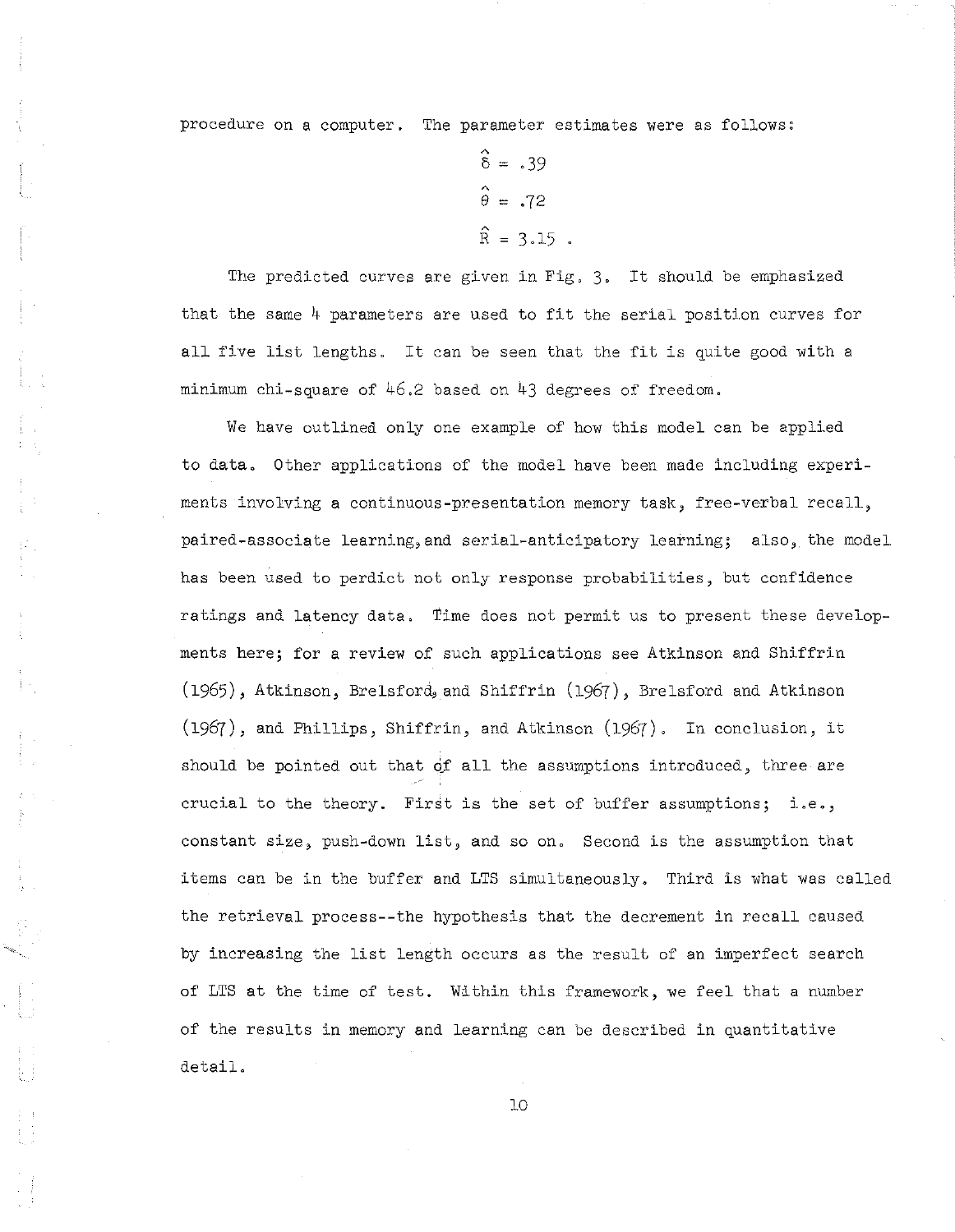procedure on a computer. The parameter estimates were as follows:

$$\hat{\delta} = .39$$

$$\hat{\theta} = .72$$

$$\hat{R} = 3.15 .$$

The predicted curves are given in Fig. 3. It should be emphasized that the same 4 parameters are used to fit the serial position curves for all five list lengths. It can be seen that the fit is quite good with a minimum chi-square of 46.2 based on 43 degrees of freedom.

We have outlined only one example of how this model can be applied to data. Other applications of the model have been made including experiments involving a continuous-presentation memory task, free-verbal recall, paired-associate learning, and serial-anticipatory learning; also, the model has been used to perdict not only response probabilities, but confidence ratings and latency data. Time does not permit us to present these developments here; for a review of such applications see Atkinson and Shiffrin (1965), Atkinson, Brelsford, and Shiffrin (1967), Brelsford and Atkinson (1967), and Phillips, Shiffrin, and Atkinson (1967). In conclusion, it should be pointed out that of all the assumptions introduced, three are crucial to the theory. First is the set of buffer assumptions; i.e., constant size, push-down list, and so on. Second is the assumption that items can be in the buffer and LTS simultaneously. Third is what was called the retrieval process--the hypothesis that the decrement in recall caused by increasing the list length occurs as the result of an imperfect search of LTS at the time of test. Within this framework, we feel that a number of the results in memory and learning can be described in quantitative detail.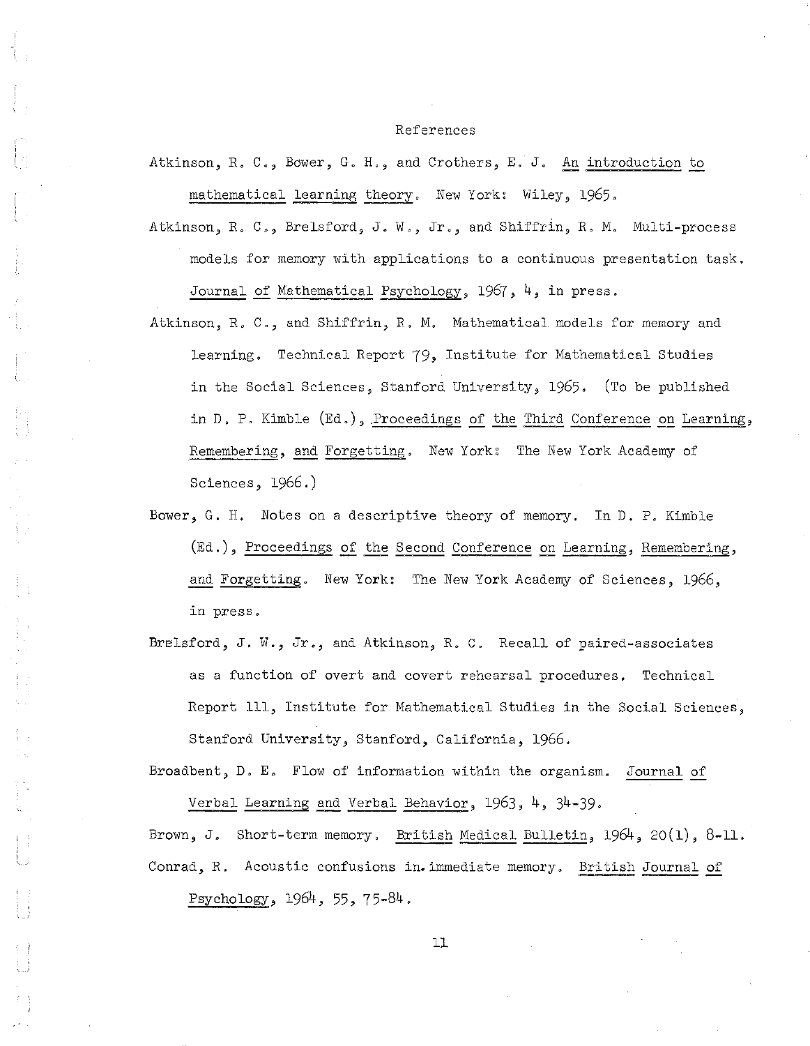# References

Atkinson, R. C., Bower, G. H., and Crothers, E. J. An introduction to mathematical learning theory. New York: Wiley, 1965.

Atkinson, R. C., Brelsford, J. W., Jr., and Shiffrin, R. M. Multi-process models for memory with applications to a continuous presentation task. Journal of Mathematical Psychology, 1967, 4, in press.

Atkinson, R. C., and Shiffrin, R. M. Mathematical models for memory and learning. Technical Report 79, Institute for Mathematical Studies in the Social Sciences, Stanford University, 1965. (To be published in D. P. Kimble (Ed.), Proceedings of the Third Conference on Learning, Remembering, and Forgetting. New York: The New York Academy of Sciences, 1966.)

Bower, G. H. Notes on a descriptive theory of memory. In D. P. Kimble (Ed.), Proceedings of the Second Conference on Learning, Remembering, and Forgetting. New York: The New York Academy of Sciences, 1966, in press.

Brelsford, J. W., Jr., and Atkinson, R. C. Recall of paired-associates as a function of overt and covert rehearsal procedures. Technical Report 111, Institute for Mathematical Studies in the Social Sciences, Stanford University, Stanford, California, 1966.

Broadbent, D. E. Flow of information within the organism. Journal of Verbal Learning and Verbal Behavior, 1963, 4, 34-39.

Brown, J. Short-term memory. British Medical Bulletin, 1964, 20(1), 8-11.

Conrad, R. Acoustic confusions in immediate memory. British Journal of Psychology, 1964, 55, 75-84.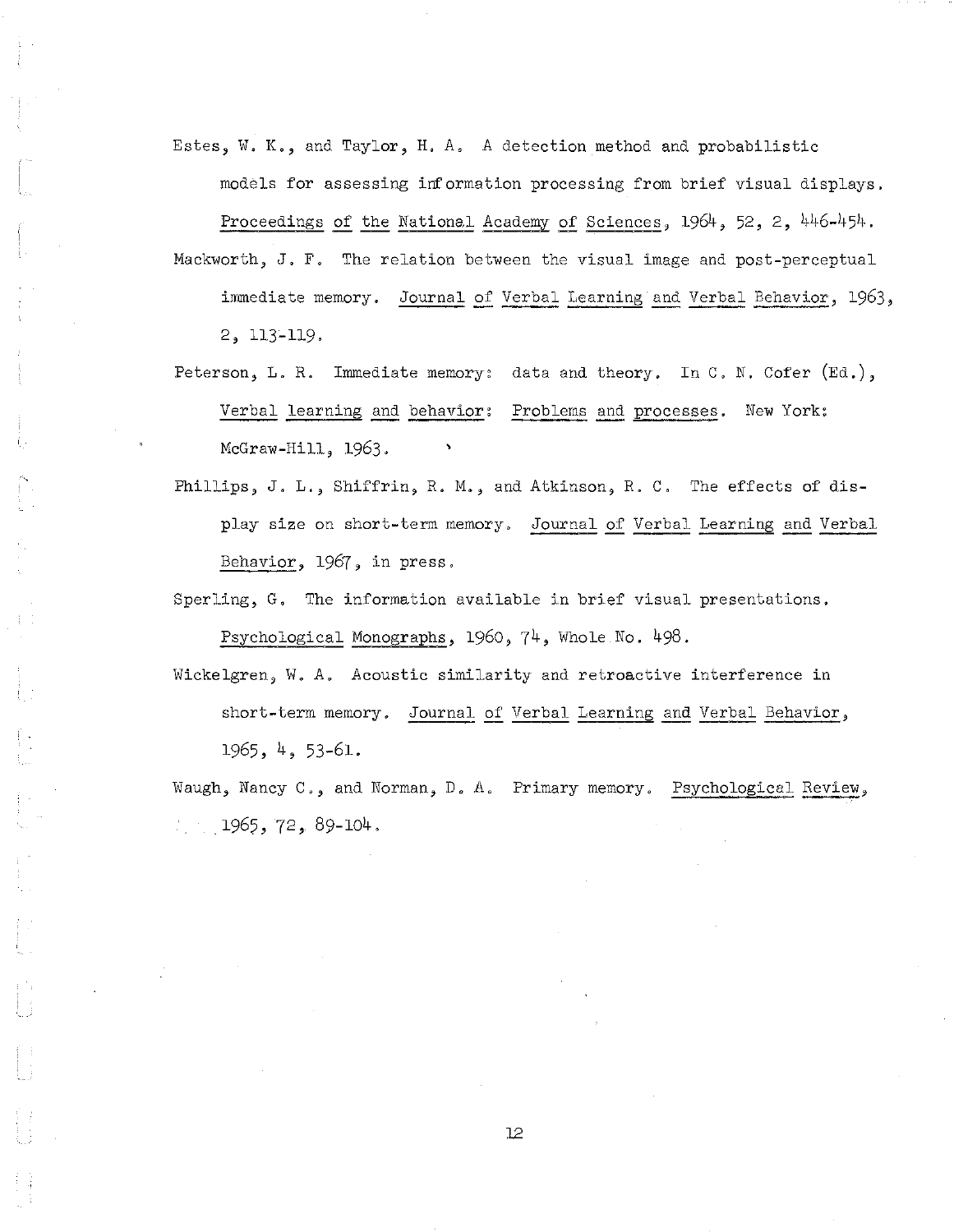Estes, W. K., and Taylor, H. A. A detection method and probabilistic models for assessing information processing from brief visual displays. Proceedings of the National Academy of Sciences, 1964, 52, 2, 446-454.

Mackworth, J. F. The relation between the visual image and post-perceptual immediate memory. Journal of Verbal Learning and Verbal Behavior, 1963, 2, 113-119.

Peterson, L. R. Immediate memory: data and theory. In C. N. Cofer (Ed.), Verbal learning and behavior: Problems and processes. New York: McGraw-Hill, 1963.

Phillips, J. L., Shiffrin, R. M., and Atkinson, R. C. The effects of display size on short-term memory. Journal of Verbal Learning and Verbal Behavior, 1967, in press.

Sperling, G. The information available in brief visual presentations. Psychological Monographs, 1960, 74, Whole No. 498.

Wickelgren, W. A. Acoustic similarity and retroactive interference in short-term memory. Journal of Verbal Learning and Verbal Behavior, 1965, 4, 53-61.

Waugh, Nancy C., and Norman, D. A. Primary memory. Psychological Review, 1965, 72, 89-104.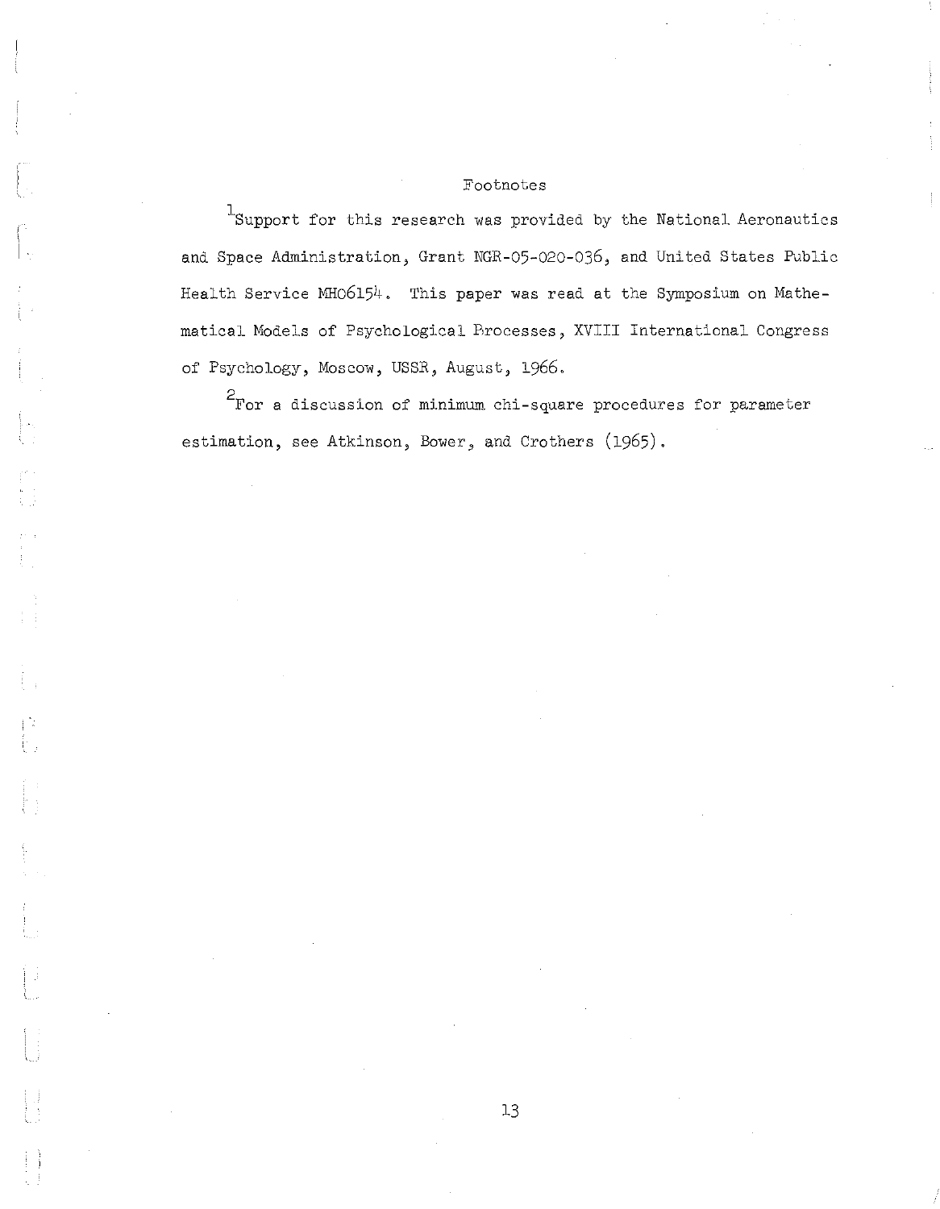# Footnotes

[1]Support for this research was provided by the National Aeronautics and Space Administration, Grant NGR-05-020-036, and United States Public Health Service MH06154. This paper was read at the Symposium on Mathematical Models of Psychological Processes, XVIII International Congress of Psychology, Moscow, USSR, August, 1966.

[2]For a discussion of minimum chi-square procedures for parameter estimation, see Atkinson, Bower, and Crothers (1965).